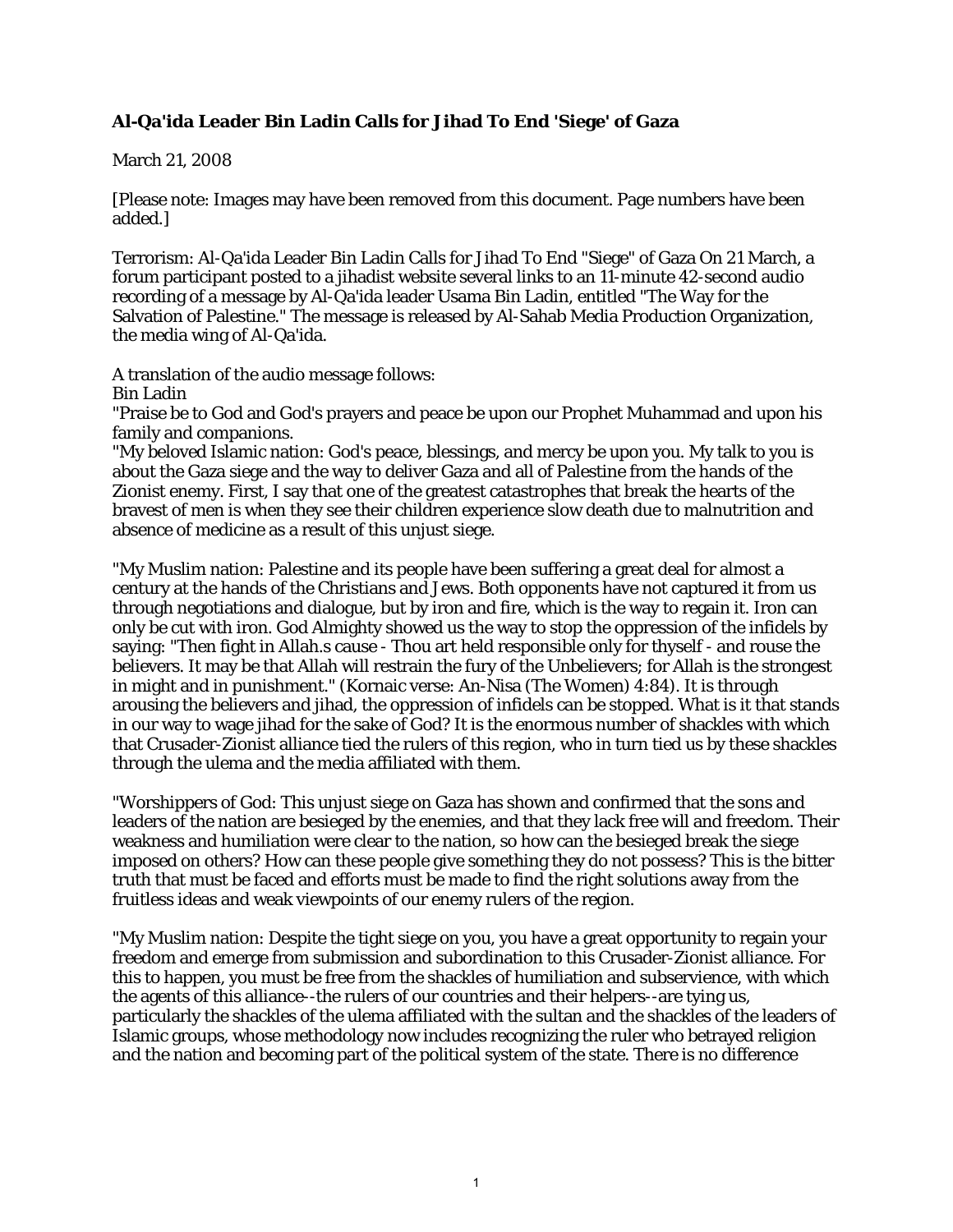**Al-Qa'ida Leader Bin Ladin Calls for Jihad To End 'Siege' of Gaza**

March 21, 2008

[Please note: Images may have been removed from this document. Page numbers have been added.]

Terrorism: Al-Qa'ida Leader Bin Ladin Calls for Jihad To End "Siege" of Gaza On 21 March, a forum participant posted to a jihadist website several links to an 11-minute 42-second audio recording of a message by Al-Qa'ida leader Usama Bin Ladin, entitled "The Way for the Salvation of Palestine." The message is released by Al-Sahab Media Production Organization, the media wing of Al-Qa'ida.

A translation of the audio message follows:
Bin Ladin
"Praise be to God and God's prayers and peace be upon our Prophet Muhammad and upon his family and companions.
"My beloved Islamic nation: God's peace, blessings, and mercy be upon you. My talk to you is about the Gaza siege and the way to deliver Gaza and all of Palestine from the hands of the Zionist enemy. First, I say that one of the greatest catastrophes that break the hearts of the bravest of men is when they see their children experience slow death due to malnutrition and absence of medicine as a result of this unjust siege.

"My Muslim nation: Palestine and its people have been suffering a great deal for almost a century at the hands of the Christians and Jews. Both opponents have not captured it from us through negotiations and dialogue, but by iron and fire, which is the way to regain it. Iron can only be cut with iron. God Almighty showed us the way to stop the oppression of the infidels by saying: "Then fight in Allah.s cause - Thou art held responsible only for thyself - and rouse the believers. It may be that Allah will restrain the fury of the Unbelievers; for Allah is the strongest in might and in punishment." (Kornaic verse: An-Nisa (The Women) 4:84). It is through arousing the believers and jihad, the oppression of infidels can be stopped. What is it that stands in our way to wage jihad for the sake of God? It is the enormous number of shackles with which that Crusader-Zionist alliance tied the rulers of this region, who in turn tied us by these shackles through the ulema and the media affiliated with them.

"Worshippers of God: This unjust siege on Gaza has shown and confirmed that the sons and leaders of the nation are besieged by the enemies, and that they lack free will and freedom. Their weakness and humiliation were clear to the nation, so how can the besieged break the siege imposed on others? How can these people give something they do not possess? This is the bitter truth that must be faced and efforts must be made to find the right solutions away from the fruitless ideas and weak viewpoints of our enemy rulers of the region.

"My Muslim nation: Despite the tight siege on you, you have a great opportunity to regain your freedom and emerge from submission and subordination to this Crusader-Zionist alliance. For this to happen, you must be free from the shackles of humiliation and subservience, with which the agents of this alliance--the rulers of our countries and their helpers--are tying us, particularly the shackles of the ulema affiliated with the sultan and the shackles of the leaders of Islamic groups, whose methodology now includes recognizing the ruler who betrayed religion and the nation and becoming part of the political system of the state. There is no difference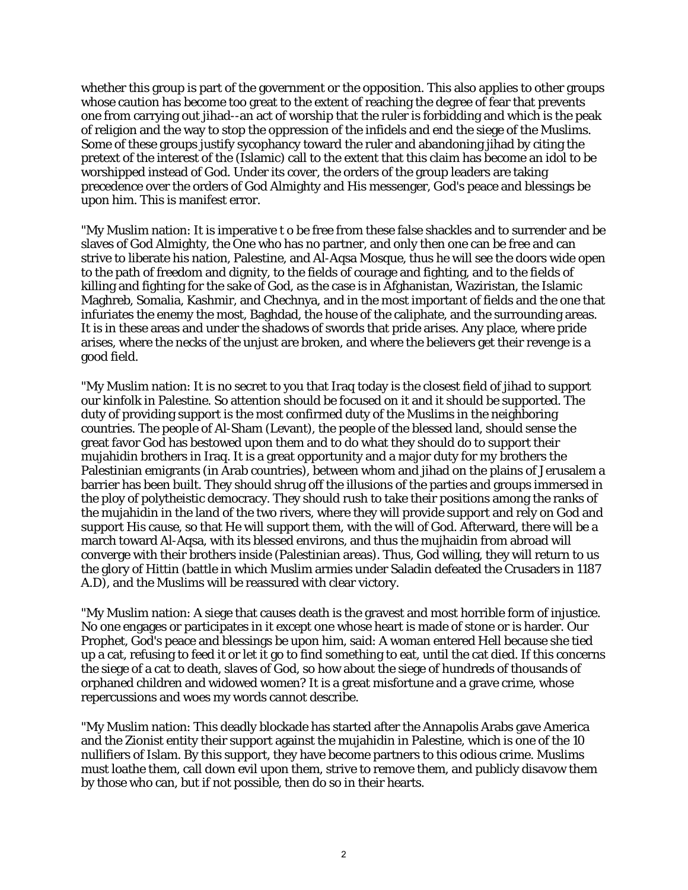whether this group is part of the government or the opposition. This also applies to other groups whose caution has become too great to the extent of reaching the degree of fear that prevents one from carrying out jihad--an act of worship that the ruler is forbidding and which is the peak of religion and the way to stop the oppression of the infidels and end the siege of the Muslims. Some of these groups justify sycophancy toward the ruler and abandoning jihad by citing the pretext of the interest of the (Islamic) call to the extent that this claim has become an idol to be worshipped instead of God. Under its cover, the orders of the group leaders are taking precedence over the orders of God Almighty and His messenger, God's peace and blessings be upon him. This is manifest error.

"My Muslim nation: It is imperative t o be free from these false shackles and to surrender and be slaves of God Almighty, the One who has no partner, and only then one can be free and can strive to liberate his nation, Palestine, and Al-Aqsa Mosque, thus he will see the doors wide open to the path of freedom and dignity, to the fields of courage and fighting, and to the fields of killing and fighting for the sake of God, as the case is in Afghanistan, Waziristan, the Islamic Maghreb, Somalia, Kashmir, and Chechnya, and in the most important of fields and the one that infuriates the enemy the most, Baghdad, the house of the caliphate, and the surrounding areas. It is in these areas and under the shadows of swords that pride arises. Any place, where pride arises, where the necks of the unjust are broken, and where the believers get their revenge is a good field.

"My Muslim nation: It is no secret to you that Iraq today is the closest field of jihad to support our kinfolk in Palestine. So attention should be focused on it and it should be supported. The duty of providing support is the most confirmed duty of the Muslims in the neighboring countries. The people of Al-Sham (Levant), the people of the blessed land, should sense the great favor God has bestowed upon them and to do what they should do to support their mujahidin brothers in Iraq. It is a great opportunity and a major duty for my brothers the Palestinian emigrants (in Arab countries), between whom and jihad on the plains of Jerusalem a barrier has been built. They should shrug off the illusions of the parties and groups immersed in the ploy of polytheistic democracy. They should rush to take their positions among the ranks of the mujahidin in the land of the two rivers, where they will provide support and rely on God and support His cause, so that He will support them, with the will of God. Afterward, there will be a march toward Al-Aqsa, with its blessed environs, and thus the mujhaidin from abroad will converge with their brothers inside (Palestinian areas). Thus, God willing, they will return to us the glory of Hittin (battle in which Muslim armies under Saladin defeated the Crusaders in 1187 A.D), and the Muslims will be reassured with clear victory.

"My Muslim nation: A siege that causes death is the gravest and most horrible form of injustice. No one engages or participates in it except one whose heart is made of stone or is harder. Our Prophet, God's peace and blessings be upon him, said: A woman entered Hell because she tied up a cat, refusing to feed it or let it go to find something to eat, until the cat died. If this concerns the siege of a cat to death, slaves of God, so how about the siege of hundreds of thousands of orphaned children and widowed women? It is a great misfortune and a grave crime, whose repercussions and woes my words cannot describe.

"My Muslim nation: This deadly blockade has started after the Annapolis Arabs gave America and the Zionist entity their support against the mujahidin in Palestine, which is one of the 10 nullifiers of Islam. By this support, they have become partners to this odious crime. Muslims must loathe them, call down evil upon them, strive to remove them, and publicly disavow them by those who can, but if not possible, then do so in their hearts.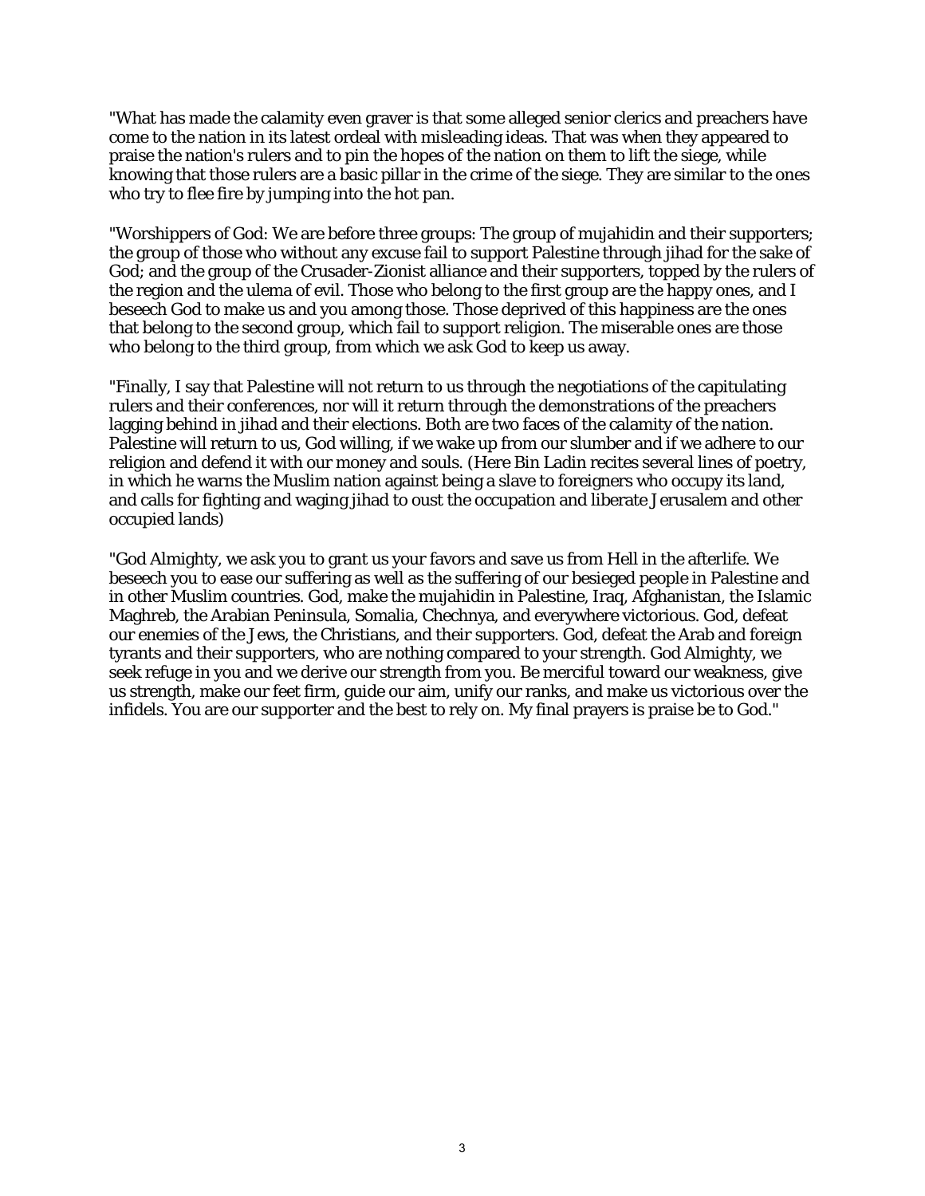"What has made the calamity even graver is that some alleged senior clerics and preachers have come to the nation in its latest ordeal with misleading ideas. That was when they appeared to praise the nation's rulers and to pin the hopes of the nation on them to lift the siege, while knowing that those rulers are a basic pillar in the crime of the siege. They are similar to the ones who try to flee fire by jumping into the hot pan.

"Worshippers of God: We are before three groups: The group of mujahidin and their supporters; the group of those who without any excuse fail to support Palestine through jihad for the sake of God; and the group of the Crusader-Zionist alliance and their supporters, topped by the rulers of the region and the ulema of evil. Those who belong to the first group are the happy ones, and I beseech God to make us and you among those. Those deprived of this happiness are the ones that belong to the second group, which fail to support religion. The miserable ones are those who belong to the third group, from which we ask God to keep us away.

"Finally, I say that Palestine will not return to us through the negotiations of the capitulating rulers and their conferences, nor will it return through the demonstrations of the preachers lagging behind in jihad and their elections. Both are two faces of the calamity of the nation. Palestine will return to us, God willing, if we wake up from our slumber and if we adhere to our religion and defend it with our money and souls. (Here Bin Ladin recites several lines of poetry, in which he warns the Muslim nation against being a slave to foreigners who occupy its land, and calls for fighting and waging jihad to oust the occupation and liberate Jerusalem and other occupied lands)

"God Almighty, we ask you to grant us your favors and save us from Hell in the afterlife. We beseech you to ease our suffering as well as the suffering of our besieged people in Palestine and in other Muslim countries. God, make the mujahidin in Palestine, Iraq, Afghanistan, the Islamic Maghreb, the Arabian Peninsula, Somalia, Chechnya, and everywhere victorious. God, defeat our enemies of the Jews, the Christians, and their supporters. God, defeat the Arab and foreign tyrants and their supporters, who are nothing compared to your strength. God Almighty, we seek refuge in you and we derive our strength from you. Be merciful toward our weakness, give us strength, make our feet firm, guide our aim, unify our ranks, and make us victorious over the infidels. You are our supporter and the best to rely on. My final prayers is praise be to God."